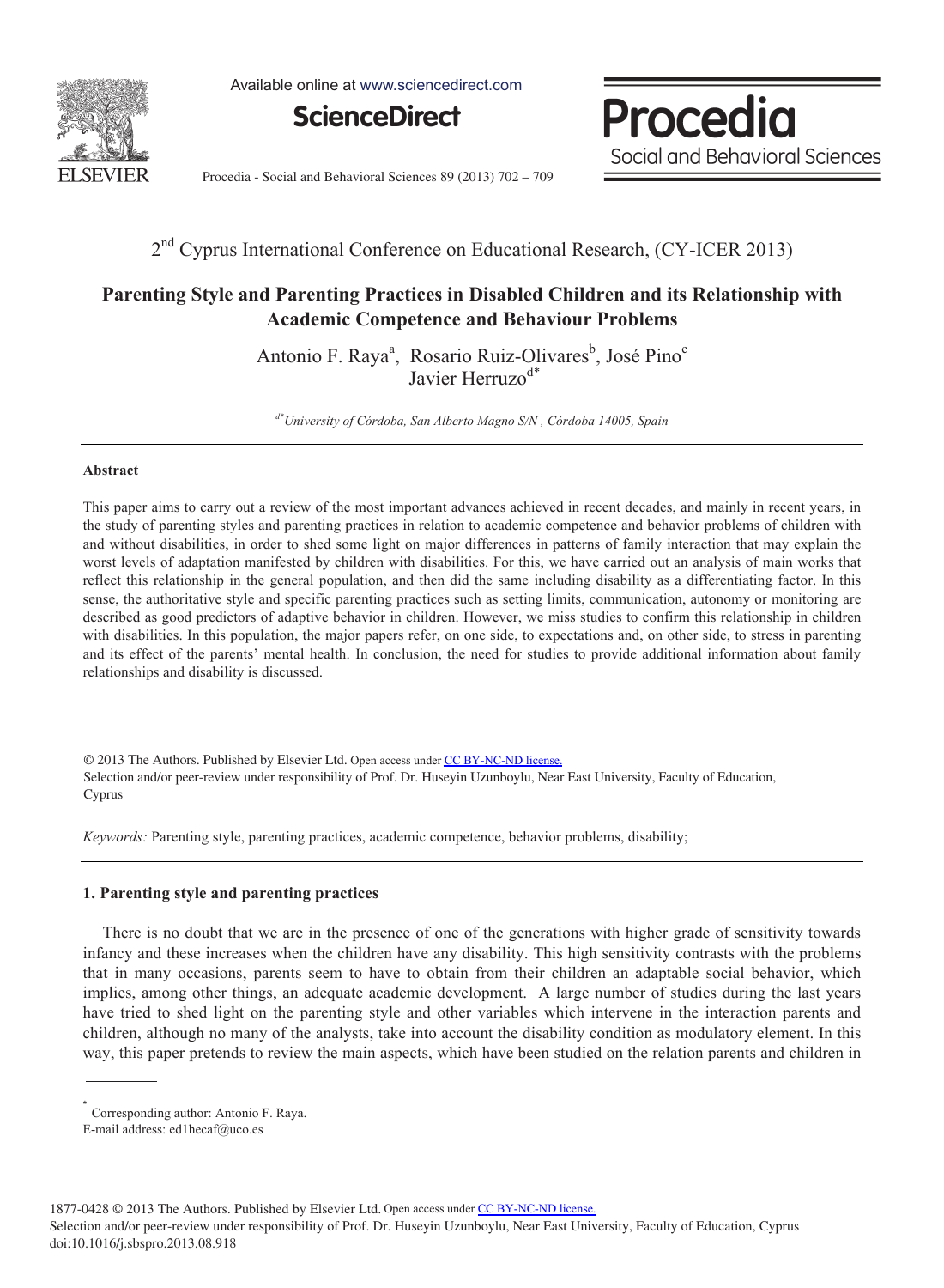2nd Cyprus International Conference on Educational Research, (CY-ICER 2013)

# Parenting Style and Parenting Practices in Disabled Children and its Relationship with Academic Competence and Behaviour Problems

Antonio F. Raya[a], Rosario Ruiz-Olivares[b], José Pino[c] Javier Herruzo[d*]

[d*]*University of Córdoba, San Alberto Magno S/N , Córdoba 14005, Spain*

---

## Abstract

This paper aims to carry out a review of the most important advances achieved in recent decades, and mainly in recent years, in the study of parenting styles and parenting practices in relation to academic competence and behavior problems of children with and without disabilities, in order to shed some light on major differences in patterns of family interaction that may explain the worst levels of adaptation manifested by children with disabilities. For this, we have carried out an analysis of main works that reflect this relationship in the general population, and then did the same including disability as a differentiating factor. In this sense, the authoritative style and specific parenting practices such as setting limits, communication, autonomy or monitoring are described as good predictors of adaptive behavior in children. However, we miss studies to confirm this relationship in children with disabilities. In this population, the major papers refer, on one side, to expectations and, on other side, to stress in parenting and its effect of the parents' mental health. In conclusion, the need for studies to provide additional information about family relationships and disability is discussed.

© 2013 The Authors. Published by Elsevier Ltd. Open access under CC BY-NC-ND license.
Selection and/or peer-review under responsibility of Prof. Dr. Huseyin Uzunboylu, Near East University, Faculty of Education, Cyprus

*Keywords:* Parenting style, parenting practices, academic competence, behavior problems, disability;

---

## 1. Parenting style and parenting practices

There is no doubt that we are in the presence of one of the generations with higher grade of sensitivity towards infancy and these increases when the children have any disability. This high sensitivity contrasts with the problems that in many occasions, parents seem to have to obtain from their children an adaptable social behavior, which implies, among other things, an adequate academic development. A large number of studies during the last years have tried to shed light on the parenting style and other variables which intervene in the interaction parents and children, although no many of the analysts, take into account the disability condition as modulatory element. In this way, this paper pretends to review the main aspects, which have been studied on the relation parents and children in

---

[*] Corresponding author: Antonio F. Raya.
E-mail address: ed1hecaf@uco.es

1877-0428 © 2013 The Authors. Published by Elsevier Ltd. Open access under CC BY-NC-ND license.
Selection and/or peer-review under responsibility of Prof. Dr. Huseyin Uzunboylu, Near East University, Faculty of Education, Cyprus
doi:10.1016/j.sbspro.2013.08.918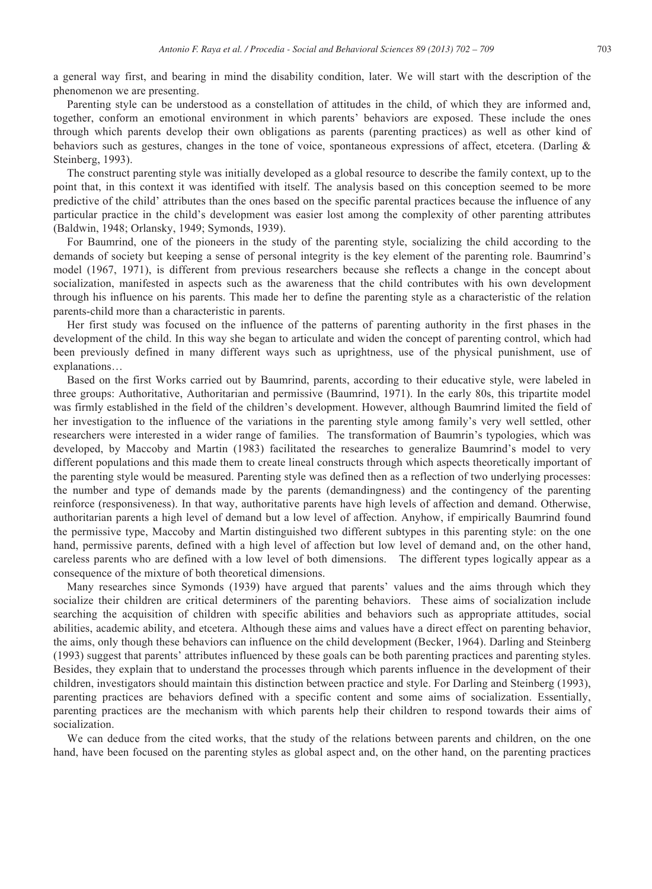a general way first, and bearing in mind the disability condition, later. We will start with the description of the phenomenon we are presenting.

Parenting style can be understood as a constellation of attitudes in the child, of which they are informed and, together, conform an emotional environment in which parents' behaviors are exposed. These include the ones through which parents develop their own obligations as parents (parenting practices) as well as other kind of behaviors such as gestures, changes in the tone of voice, spontaneous expressions of affect, etcetera. (Darling & Steinberg, 1993).

The construct parenting style was initially developed as a global resource to describe the family context, up to the point that, in this context it was identified with itself. The analysis based on this conception seemed to be more predictive of the child' attributes than the ones based on the specific parental practices because the influence of any particular practice in the child's development was easier lost among the complexity of other parenting attributes (Baldwin, 1948; Orlansky, 1949; Symonds, 1939).

For Baumrind, one of the pioneers in the study of the parenting style, socializing the child according to the demands of society but keeping a sense of personal integrity is the key element of the parenting role. Baumrind's model (1967, 1971), is different from previous researchers because she reflects a change in the concept about socialization, manifested in aspects such as the awareness that the child contributes with his own development through his influence on his parents. This made her to define the parenting style as a characteristic of the relation parents-child more than a characteristic in parents.

Her first study was focused on the influence of the patterns of parenting authority in the first phases in the development of the child. In this way she began to articulate and widen the concept of parenting control, which had been previously defined in many different ways such as uprightness, use of the physical punishment, use of explanations…

Based on the first Works carried out by Baumrind, parents, according to their educative style, were labeled in three groups: Authoritative, Authoritarian and permissive (Baumrind, 1971). In the early 80s, this tripartite model was firmly established in the field of the children's development. However, although Baumrind limited the field of her investigation to the influence of the variations in the parenting style among family's very well settled, other researchers were interested in a wider range of families. The transformation of Baumrin's typologies, which was developed, by Maccoby and Martin (1983) facilitated the researches to generalize Baumrind's model to very different populations and this made them to create lineal constructs through which aspects theoretically important of the parenting style would be measured. Parenting style was defined then as a reflection of two underlying processes: the number and type of demands made by the parents (demandingness) and the contingency of the parenting reinforce (responsiveness). In that way, authoritative parents have high levels of affection and demand. Otherwise, authoritarian parents a high level of demand but a low level of affection. Anyhow, if empirically Baumrind found the permissive type, Maccoby and Martin distinguished two different subtypes in this parenting style: on the one hand, permissive parents, defined with a high level of affection but low level of demand and, on the other hand, careless parents who are defined with a low level of both dimensions. The different types logically appear as a consequence of the mixture of both theoretical dimensions.

Many researches since Symonds (1939) have argued that parents' values and the aims through which they socialize their children are critical determiners of the parenting behaviors. These aims of socialization include searching the acquisition of children with specific abilities and behaviors such as appropriate attitudes, social abilities, academic ability, and etcetera. Although these aims and values have a direct effect on parenting behavior, the aims, only though these behaviors can influence on the child development (Becker, 1964). Darling and Steinberg (1993) suggest that parents' attributes influenced by these goals can be both parenting practices and parenting styles. Besides, they explain that to understand the processes through which parents influence in the development of their children, investigators should maintain this distinction between practice and style. For Darling and Steinberg (1993), parenting practices are behaviors defined with a specific content and some aims of socialization. Essentially, parenting practices are the mechanism with which parents help their children to respond towards their aims of socialization.

We can deduce from the cited works, that the study of the relations between parents and children, on the one hand, have been focused on the parenting styles as global aspect and, on the other hand, on the parenting practices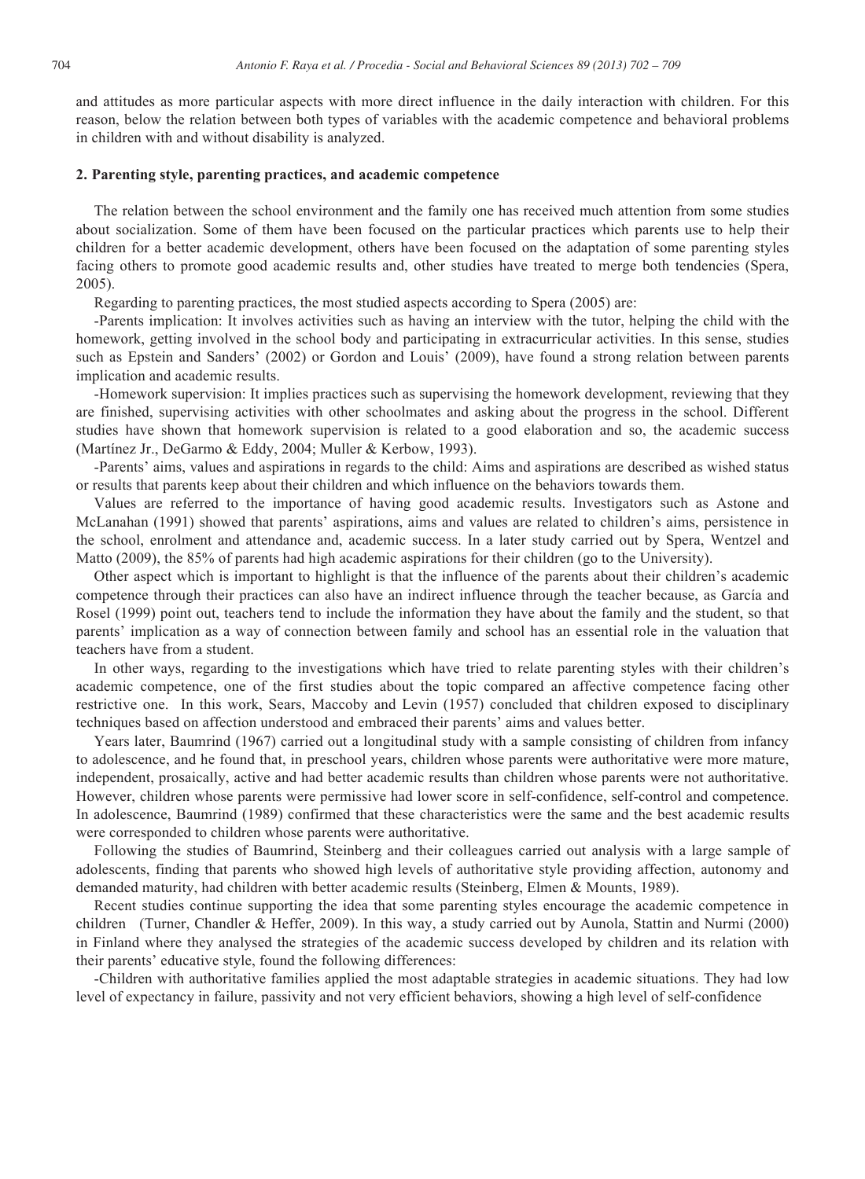and attitudes as more particular aspects with more direct influence in the daily interaction with children. For this reason, below the relation between both types of variables with the academic competence and behavioral problems in children with and without disability is analyzed.

## 2. Parenting style, parenting practices, and academic competence

The relation between the school environment and the family one has received much attention from some studies about socialization. Some of them have been focused on the particular practices which parents use to help their children for a better academic development, others have been focused on the adaptation of some parenting styles facing others to promote good academic results and, other studies have treated to merge both tendencies (Spera, 2005).

Regarding to parenting practices, the most studied aspects according to Spera (2005) are:

-Parents implication: It involves activities such as having an interview with the tutor, helping the child with the homework, getting involved in the school body and participating in extracurricular activities. In this sense, studies such as Epstein and Sanders' (2002) or Gordon and Louis' (2009), have found a strong relation between parents implication and academic results.

-Homework supervision: It implies practices such as supervising the homework development, reviewing that they are finished, supervising activities with other schoolmates and asking about the progress in the school. Different studies have shown that homework supervision is related to a good elaboration and so, the academic success (Martínez Jr., DeGarmo & Eddy, 2004; Muller & Kerbow, 1993).

-Parents' aims, values and aspirations in regards to the child: Aims and aspirations are described as wished status or results that parents keep about their children and which influence on the behaviors towards them.

Values are referred to the importance of having good academic results. Investigators such as Astone and McLanahan (1991) showed that parents' aspirations, aims and values are related to children's aims, persistence in the school, enrolment and attendance and, academic success. In a later study carried out by Spera, Wentzel and Matto (2009), the 85% of parents had high academic aspirations for their children (go to the University).

Other aspect which is important to highlight is that the influence of the parents about their children's academic competence through their practices can also have an indirect influence through the teacher because, as García and Rosel (1999) point out, teachers tend to include the information they have about the family and the student, so that parents' implication as a way of connection between family and school has an essential role in the valuation that teachers have from a student.

In other ways, regarding to the investigations which have tried to relate parenting styles with their children's academic competence, one of the first studies about the topic compared an affective competence facing other restrictive one. In this work, Sears, Maccoby and Levin (1957) concluded that children exposed to disciplinary techniques based on affection understood and embraced their parents' aims and values better.

Years later, Baumrind (1967) carried out a longitudinal study with a sample consisting of children from infancy to adolescence, and he found that, in preschool years, children whose parents were authoritative were more mature, independent, prosaically, active and had better academic results than children whose parents were not authoritative. However, children whose parents were permissive had lower score in self-confidence, self-control and competence. In adolescence, Baumrind (1989) confirmed that these characteristics were the same and the best academic results were corresponded to children whose parents were authoritative.

Following the studies of Baumrind, Steinberg and their colleagues carried out analysis with a large sample of adolescents, finding that parents who showed high levels of authoritative style providing affection, autonomy and demanded maturity, had children with better academic results (Steinberg, Elmen & Mounts, 1989).

Recent studies continue supporting the idea that some parenting styles encourage the academic competence in children (Turner, Chandler & Heffer, 2009). In this way, a study carried out by Aunola, Stattin and Nurmi (2000) in Finland where they analysed the strategies of the academic success developed by children and its relation with their parents' educative style, found the following differences:

-Children with authoritative families applied the most adaptable strategies in academic situations. They had low level of expectancy in failure, passivity and not very efficient behaviors, showing a high level of self-confidence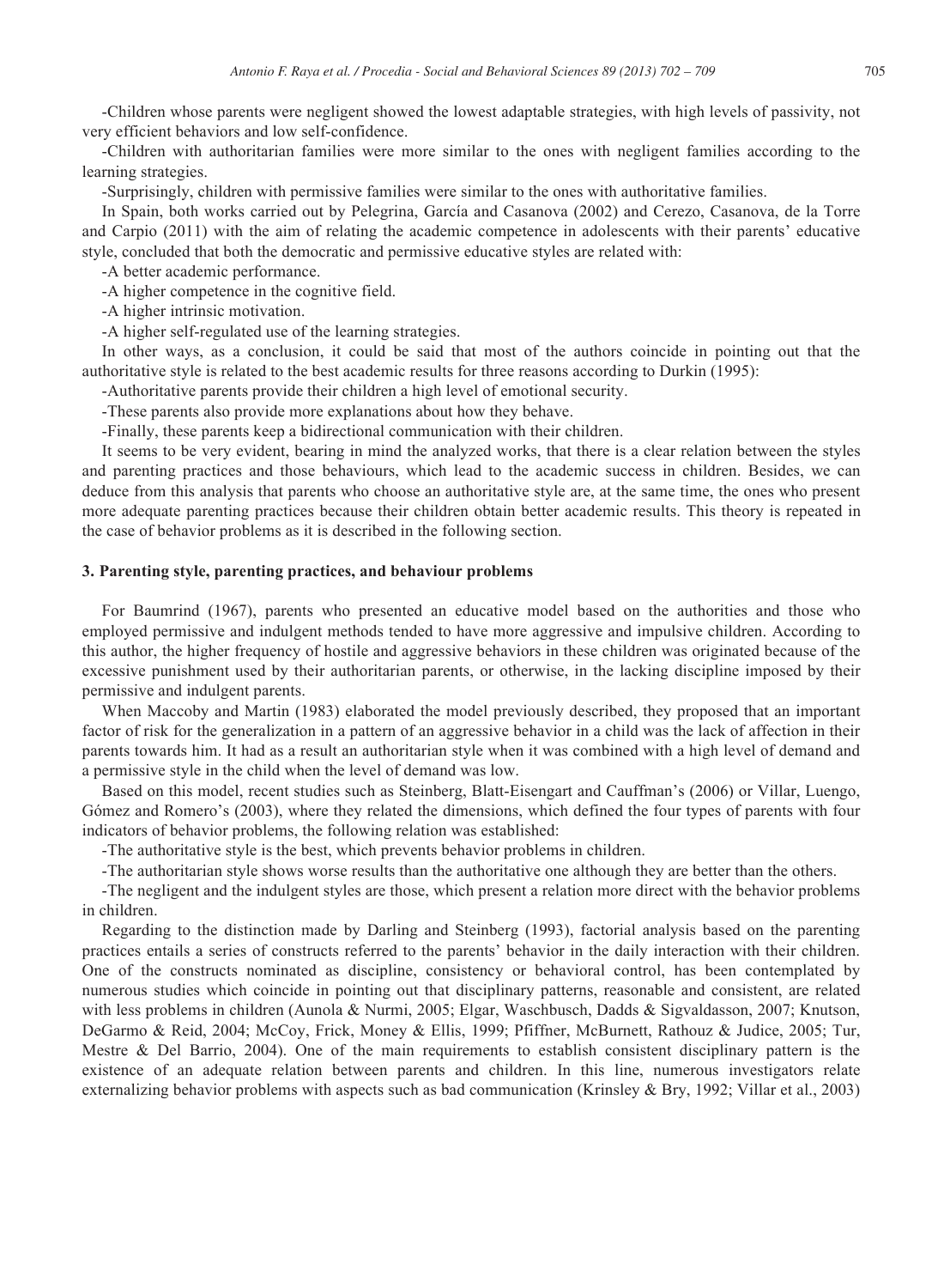-Children whose parents were negligent showed the lowest adaptable strategies, with high levels of passivity, not very efficient behaviors and low self-confidence.

-Children with authoritarian families were more similar to the ones with negligent families according to the learning strategies.

-Surprisingly, children with permissive families were similar to the ones with authoritative families.

In Spain, both works carried out by Pelegrina, García and Casanova (2002) and Cerezo, Casanova, de la Torre and Carpio (2011) with the aim of relating the academic competence in adolescents with their parents' educative style, concluded that both the democratic and permissive educative styles are related with:

-A better academic performance.

-A higher competence in the cognitive field.

-A higher intrinsic motivation.

-A higher self-regulated use of the learning strategies.

In other ways, as a conclusion, it could be said that most of the authors coincide in pointing out that the authoritative style is related to the best academic results for three reasons according to Durkin (1995):

-Authoritative parents provide their children a high level of emotional security.

-These parents also provide more explanations about how they behave.

-Finally, these parents keep a bidirectional communication with their children.

It seems to be very evident, bearing in mind the analyzed works, that there is a clear relation between the styles and parenting practices and those behaviours, which lead to the academic success in children. Besides, we can deduce from this analysis that parents who choose an authoritative style are, at the same time, the ones who present more adequate parenting practices because their children obtain better academic results. This theory is repeated in the case of behavior problems as it is described in the following section.

## 3. Parenting style, parenting practices, and behaviour problems

For Baumrind (1967), parents who presented an educative model based on the authorities and those who employed permissive and indulgent methods tended to have more aggressive and impulsive children. According to this author, the higher frequency of hostile and aggressive behaviors in these children was originated because of the excessive punishment used by their authoritarian parents, or otherwise, in the lacking discipline imposed by their permissive and indulgent parents.

When Maccoby and Martin (1983) elaborated the model previously described, they proposed that an important factor of risk for the generalization in a pattern of an aggressive behavior in a child was the lack of affection in their parents towards him. It had as a result an authoritarian style when it was combined with a high level of demand and a permissive style in the child when the level of demand was low.

Based on this model, recent studies such as Steinberg, Blatt-Eisengart and Cauffman's (2006) or Villar, Luengo, Gómez and Romero's (2003), where they related the dimensions, which defined the four types of parents with four indicators of behavior problems, the following relation was established:

-The authoritative style is the best, which prevents behavior problems in children.

-The authoritarian style shows worse results than the authoritative one although they are better than the others.

-The negligent and the indulgent styles are those, which present a relation more direct with the behavior problems in children.

Regarding to the distinction made by Darling and Steinberg (1993), factorial analysis based on the parenting practices entails a series of constructs referred to the parents' behavior in the daily interaction with their children. One of the constructs nominated as discipline, consistency or behavioral control, has been contemplated by numerous studies which coincide in pointing out that disciplinary patterns, reasonable and consistent, are related with less problems in children (Aunola & Nurmi, 2005; Elgar, Waschbusch, Dadds & Sigvaldasson, 2007; Knutson, DeGarmo & Reid, 2004; McCoy, Frick, Money & Ellis, 1999; Pfiffner, McBurnett, Rathouz & Judice, 2005; Tur, Mestre & Del Barrio, 2004). One of the main requirements to establish consistent disciplinary pattern is the existence of an adequate relation between parents and children. In this line, numerous investigators relate externalizing behavior problems with aspects such as bad communication (Krinsley & Bry, 1992; Villar et al., 2003)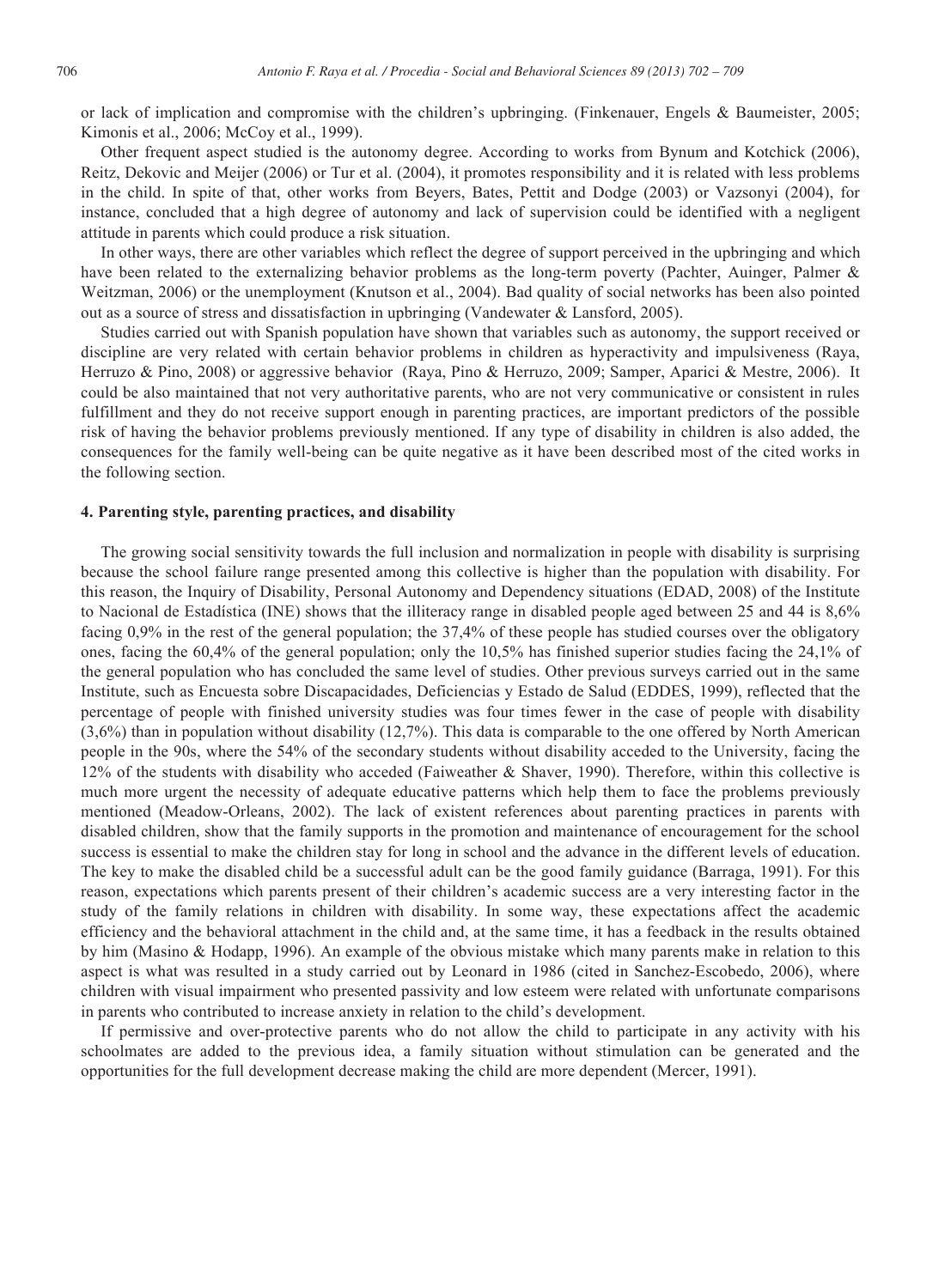or lack of implication and compromise with the children's upbringing. (Finkenauer, Engels & Baumeister, 2005; Kimonis et al., 2006; McCoy et al., 1999).

Other frequent aspect studied is the autonomy degree. According to works from Bynum and Kotchick (2006), Reitz, Dekovic and Meijer (2006) or Tur et al. (2004), it promotes responsibility and it is related with less problems in the child. In spite of that, other works from Beyers, Bates, Pettit and Dodge (2003) or Vazsonyi (2004), for instance, concluded that a high degree of autonomy and lack of supervision could be identified with a negligent attitude in parents which could produce a risk situation.

In other ways, there are other variables which reflect the degree of support perceived in the upbringing and which have been related to the externalizing behavior problems as the long-term poverty (Pachter, Auinger, Palmer & Weitzman, 2006) or the unemployment (Knutson et al., 2004). Bad quality of social networks has been also pointed out as a source of stress and dissatisfaction in upbringing (Vandewater & Lansford, 2005).

Studies carried out with Spanish population have shown that variables such as autonomy, the support received or discipline are very related with certain behavior problems in children as hyperactivity and impulsiveness (Raya, Herruzo & Pino, 2008) or aggressive behavior (Raya, Pino & Herruzo, 2009; Samper, Aparici & Mestre, 2006). It could be also maintained that not very authoritative parents, who are not very communicative or consistent in rules fulfillment and they do not receive support enough in parenting practices, are important predictors of the possible risk of having the behavior problems previously mentioned. If any type of disability in children is also added, the consequences for the family well-being can be quite negative as it have been described most of the cited works in the following section.

## 4. Parenting style, parenting practices, and disability

The growing social sensitivity towards the full inclusion and normalization in people with disability is surprising because the school failure range presented among this collective is higher than the population with disability. For this reason, the Inquiry of Disability, Personal Autonomy and Dependency situations (EDAD, 2008) of the Institute to Nacional de Estadística (INE) shows that the illiteracy range in disabled people aged between 25 and 44 is 8,6% facing 0,9% in the rest of the general population; the 37,4% of these people has studied courses over the obligatory ones, facing the 60,4% of the general population; only the 10,5% has finished superior studies facing the 24,1% of the general population who has concluded the same level of studies. Other previous surveys carried out in the same Institute, such as Encuesta sobre Discapacidades, Deficiencias y Estado de Salud (EDDES, 1999), reflected that the percentage of people with finished university studies was four times fewer in the case of people with disability (3,6%) than in population without disability (12,7%). This data is comparable to the one offered by North American people in the 90s, where the 54% of the secondary students without disability acceded to the University, facing the 12% of the students with disability who acceded (Faiweather & Shaver, 1990). Therefore, within this collective is much more urgent the necessity of adequate educative patterns which help them to face the problems previously mentioned (Meadow-Orleans, 2002). The lack of existent references about parenting practices in parents with disabled children, show that the family supports in the promotion and maintenance of encouragement for the school success is essential to make the children stay for long in school and the advance in the different levels of education. The key to make the disabled child be a successful adult can be the good family guidance (Barraga, 1991). For this reason, expectations which parents present of their children's academic success are a very interesting factor in the study of the family relations in children with disability. In some way, these expectations affect the academic efficiency and the behavioral attachment in the child and, at the same time, it has a feedback in the results obtained by him (Masino & Hodapp, 1996). An example of the obvious mistake which many parents make in relation to this aspect is what was resulted in a study carried out by Leonard in 1986 (cited in Sanchez-Escobedo, 2006), where children with visual impairment who presented passivity and low esteem were related with unfortunate comparisons in parents who contributed to increase anxiety in relation to the child's development.

If permissive and over-protective parents who do not allow the child to participate in any activity with his schoolmates are added to the previous idea, a family situation without stimulation can be generated and the opportunities for the full development decrease making the child are more dependent (Mercer, 1991).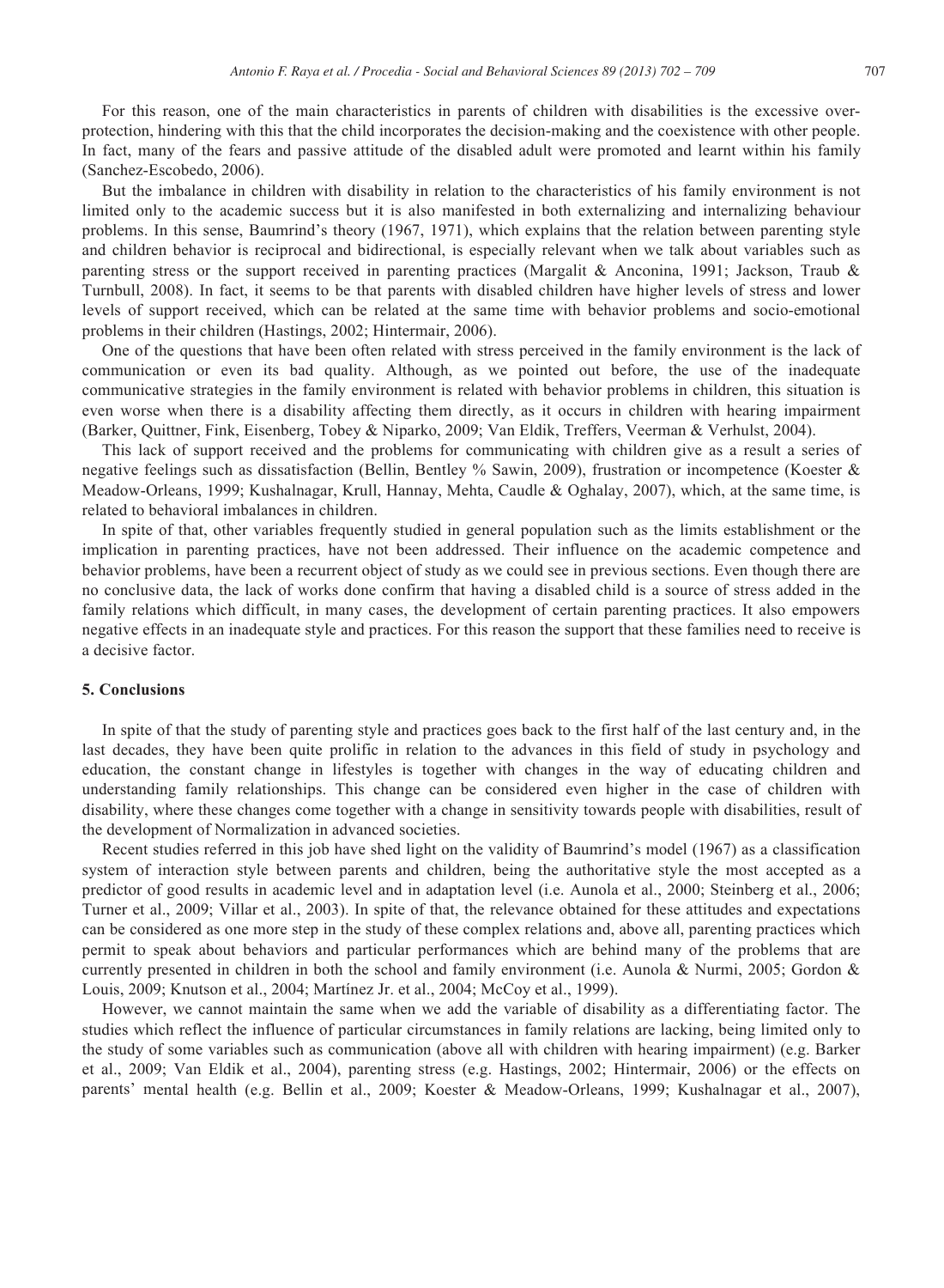For this reason, one of the main characteristics in parents of children with disabilities is the excessive over-protection, hindering with this that the child incorporates the decision-making and the coexistence with other people. In fact, many of the fears and passive attitude of the disabled adult were promoted and learnt within his family (Sanchez-Escobedo, 2006).

But the imbalance in children with disability in relation to the characteristics of his family environment is not limited only to the academic success but it is also manifested in both externalizing and internalizing behaviour problems. In this sense, Baumrind's theory (1967, 1971), which explains that the relation between parenting style and children behavior is reciprocal and bidirectional, is especially relevant when we talk about variables such as parenting stress or the support received in parenting practices (Margalit & Anconina, 1991; Jackson, Traub & Turnbull, 2008). In fact, it seems to be that parents with disabled children have higher levels of stress and lower levels of support received, which can be related at the same time with behavior problems and socio-emotional problems in their children (Hastings, 2002; Hintermair, 2006).

One of the questions that have been often related with stress perceived in the family environment is the lack of communication or even its bad quality. Although, as we pointed out before, the use of the inadequate communicative strategies in the family environment is related with behavior problems in children, this situation is even worse when there is a disability affecting them directly, as it occurs in children with hearing impairment (Barker, Quittner, Fink, Eisenberg, Tobey & Niparko, 2009; Van Eldik, Treffers, Veerman & Verhulst, 2004).

This lack of support received and the problems for communicating with children give as a result a series of negative feelings such as dissatisfaction (Bellin, Bentley % Sawin, 2009), frustration or incompetence (Koester & Meadow-Orleans, 1999; Kushalnagar, Krull, Hannay, Mehta, Caudle & Oghalay, 2007), which, at the same time, is related to behavioral imbalances in children.

In spite of that, other variables frequently studied in general population such as the limits establishment or the implication in parenting practices, have not been addressed. Their influence on the academic competence and behavior problems, have been a recurrent object of study as we could see in previous sections. Even though there are no conclusive data, the lack of works done confirm that having a disabled child is a source of stress added in the family relations which difficult, in many cases, the development of certain parenting practices. It also empowers negative effects in an inadequate style and practices. For this reason the support that these families need to receive is a decisive factor.

## 5. Conclusions

In spite of that the study of parenting style and practices goes back to the first half of the last century and, in the last decades, they have been quite prolific in relation to the advances in this field of study in psychology and education, the constant change in lifestyles is together with changes in the way of educating children and understanding family relationships. This change can be considered even higher in the case of children with disability, where these changes come together with a change in sensitivity towards people with disabilities, result of the development of Normalization in advanced societies.

Recent studies referred in this job have shed light on the validity of Baumrind's model (1967) as a classification system of interaction style between parents and children, being the authoritative style the most accepted as a predictor of good results in academic level and in adaptation level (i.e. Aunola et al., 2000; Steinberg et al., 2006; Turner et al., 2009; Villar et al., 2003). In spite of that, the relevance obtained for these attitudes and expectations can be considered as one more step in the study of these complex relations and, above all, parenting practices which permit to speak about behaviors and particular performances which are behind many of the problems that are currently presented in children in both the school and family environment (i.e. Aunola & Nurmi, 2005; Gordon & Louis, 2009; Knutson et al., 2004; Martínez Jr. et al., 2004; McCoy et al., 1999).

However, we cannot maintain the same when we add the variable of disability as a differentiating factor. The studies which reflect the influence of particular circumstances in family relations are lacking, being limited only to the study of some variables such as communication (above all with children with hearing impairment) (e.g. Barker et al., 2009; Van Eldik et al., 2004), parenting stress (e.g. Hastings, 2002; Hintermair, 2006) or the effects on parents' mental health (e.g. Bellin et al., 2009; Koester & Meadow-Orleans, 1999; Kushalnagar et al., 2007),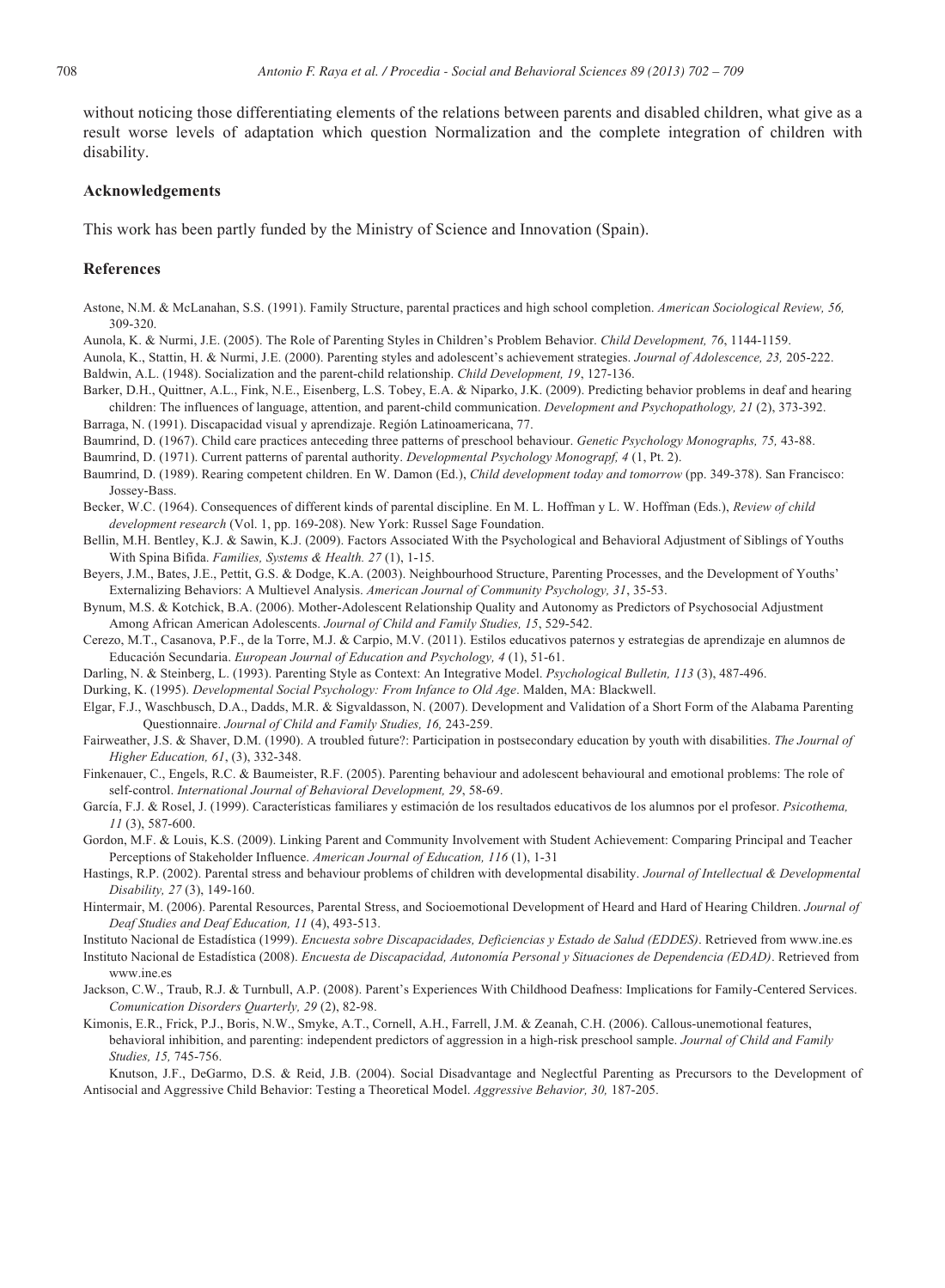without noticing those differentiating elements of the relations between parents and disabled children, what give as a result worse levels of adaptation which question Normalization and the complete integration of children with disability.

## Acknowledgements

This work has been partly funded by the Ministry of Science and Innovation (Spain).

## References

Astone, N.M. & McLanahan, S.S. (1991). Family Structure, parental practices and high school completion. *American Sociological Review, 56,* 309-320.

Aunola, K. & Nurmi, J.E. (2005). The Role of Parenting Styles in Children's Problem Behavior. *Child Development, 76*, 1144-1159.

Aunola, K., Stattin, H. & Nurmi, J.E. (2000). Parenting styles and adolescent's achievement strategies. *Journal of Adolescence, 23,* 205-222.

Baldwin, A.L. (1948). Socialization and the parent-child relationship. *Child Development, 19*, 127-136.

Barker, D.H., Quittner, A.L., Fink, N.E., Eisenberg, L.S. Tobey, E.A. & Niparko, J.K. (2009). Predicting behavior problems in deaf and hearing children: The influences of language, attention, and parent-child communication. *Development and Psychopathology, 21* (2), 373-392.

Barraga, N. (1991). Discapacidad visual y aprendizaje. Región Latinoamericana, 77.

Baumrind, D. (1967). Child care practices anteceding three patterns of preschool behaviour. *Genetic Psychology Monographs, 75,* 43-88.

Baumrind, D. (1971). Current patterns of parental authority. *Developmental Psychology Monograpf, 4* (1, Pt. 2).

Baumrind, D. (1989). Rearing competent children. En W. Damon (Ed.), *Child development today and tomorrow* (pp. 349-378). San Francisco: Jossey-Bass.

Becker, W.C. (1964). Consequences of different kinds of parental discipline. En M. L. Hoffman y L. W. Hoffman (Eds.), *Review of child development research* (Vol. 1, pp. 169-208). New York: Russel Sage Foundation.

Bellin, M.H. Bentley, K.J. & Sawin, K.J. (2009). Factors Associated With the Psychological and Behavioral Adjustment of Siblings of Youths With Spina Bifida. *Families, Systems & Health. 27* (1), 1-15.

Beyers, J.M., Bates, J.E., Pettit, G.S. & Dodge, K.A. (2003). Neighbourhood Structure, Parenting Processes, and the Development of Youths' Externalizing Behaviors: A Multievel Analysis. *American Journal of Community Psychology, 31*, 35-53.

Bynum, M.S. & Kotchick, B.A. (2006). Mother-Adolescent Relationship Quality and Autonomy as Predictors of Psychosocial Adjustment Among African American Adolescents. *Journal of Child and Family Studies, 15*, 529-542.

Cerezo, M.T., Casanova, P.F., de la Torre, M.J. & Carpio, M.V. (2011). Estilos educativos paternos y estrategias de aprendizaje en alumnos de Educación Secundaria. *European Journal of Education and Psychology, 4* (1), 51-61.

Darling, N. & Steinberg, L. (1993). Parenting Style as Context: An Integrative Model. *Psychological Bulletin, 113* (3), 487-496.

Durking, K. (1995). *Developmental Social Psychology: From Infance to Old Age*. Malden, MA: Blackwell.

Elgar, F.J., Waschbusch, D.A., Dadds, M.R. & Sigvaldasson, N. (2007). Development and Validation of a Short Form of the Alabama Parenting Questionnaire. *Journal of Child and Family Studies, 16,* 243-259.

Fairweather, J.S. & Shaver, D.M. (1990). A troubled future?: Participation in postsecondary education by youth with disabilities. *The Journal of Higher Education, 61*, (3), 332-348.

Finkenauer, C., Engels, R.C. & Baumeister, R.F. (2005). Parenting behaviour and adolescent behavioural and emotional problems: The role of self-control. *International Journal of Behavioral Development, 29*, 58-69.

García, F.J. & Rosel, J. (1999). Características familiares y estimación de los resultados educativos de los alumnos por el profesor. *Psicothema, 11* (3), 587-600.

Gordon, M.F. & Louis, K.S. (2009). Linking Parent and Community Involvement with Student Achievement: Comparing Principal and Teacher Perceptions of Stakeholder Influence. *American Journal of Education, 116* (1), 1-31

Hastings, R.P. (2002). Parental stress and behaviour problems of children with developmental disability. *Journal of Intellectual & Developmental Disability, 27* (3), 149-160.

Hintermair, M. (2006). Parental Resources, Parental Stress, and Socioemotional Development of Heard and Hard of Hearing Children. *Journal of Deaf Studies and Deaf Education, 11* (4), 493-513.

Instituto Nacional de Estadística (1999). *Encuesta sobre Discapacidades, Deficiencias y Estado de Salud (EDDES)*. Retrieved from www.ine.es

Instituto Nacional de Estadística (2008). *Encuesta de Discapacidad, Autonomía Personal y Situaciones de Dependencia (EDAD)*. Retrieved from www.ine.es

Jackson, C.W., Traub, R.J. & Turnbull, A.P. (2008). Parent's Experiences With Childhood Deafness: Implications for Family-Centered Services. *Comunication Disorders Quarterly, 29* (2), 82-98.

Kimonis, E.R., Frick, P.J., Boris, N.W., Smyke, A.T., Cornell, A.H., Farrell, J.M. & Zeanah, C.H. (2006). Callous-unemotional features, behavioral inhibition, and parenting: independent predictors of aggression in a high-risk preschool sample. *Journal of Child and Family Studies, 15,* 745-756.

Knutson, J.F., DeGarmo, D.S. & Reid, J.B. (2004). Social Disadvantage and Neglectful Parenting as Precursors to the Development of Antisocial and Aggressive Child Behavior: Testing a Theoretical Model. *Aggressive Behavior, 30,* 187-205.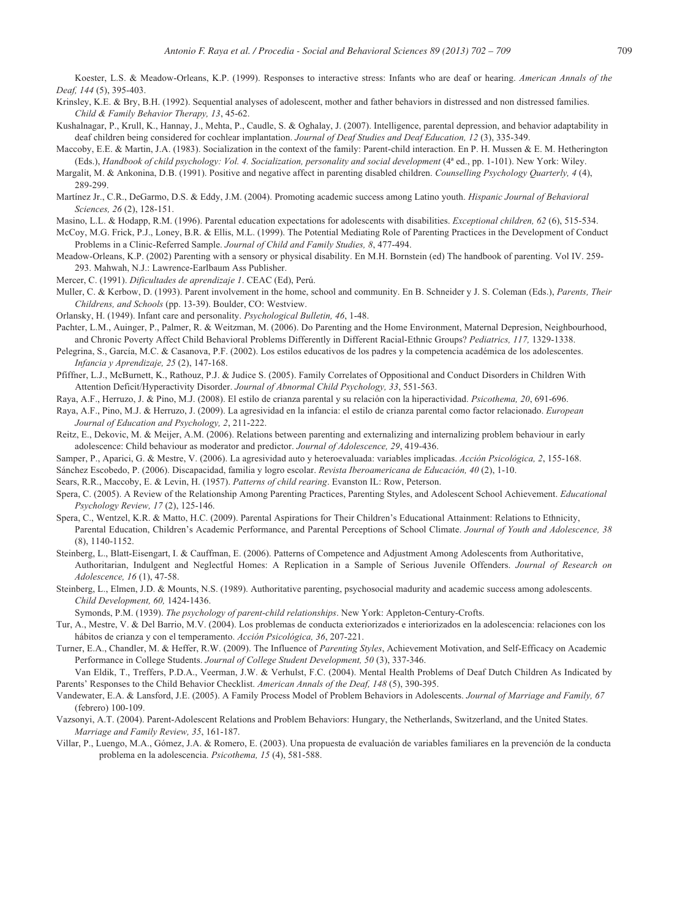Koester, L.S. & Meadow-Orleans, K.P. (1999). Responses to interactive stress: Infants who are deaf or hearing. *American Annals of the Deaf, 144* (5), 395-403.

Krinsley, K.E. & Bry, B.H. (1992). Sequential analyses of adolescent, mother and father behaviors in distressed and non distressed families. *Child & Family Behavior Therapy, 13*, 45-62.

Kushalnagar, P., Krull, K., Hannay, J., Mehta, P., Caudle, S. & Oghalay, J. (2007). Intelligence, parental depression, and behavior adaptability in deaf children being considered for cochlear implantation. *Journal of Deaf Studies and Deaf Education, 12* (3), 335-349.

Maccoby, E.E. & Martin, J.A. (1983). Socialization in the context of the family: Parent-child interaction. En P. H. Mussen & E. M. Hetherington (Eds.), *Handbook of child psychology: Vol. 4. Socialization, personality and social development* (4ª ed., pp. 1-101). New York: Wiley.

Margalit, M. & Ankonina, D.B. (1991). Positive and negative affect in parenting disabled children. *Counselling Psychology Quarterly, 4* (4), 289-299.

Martínez Jr., C.R., DeGarmo, D.S. & Eddy, J.M. (2004). Promoting academic success among Latino youth. *Hispanic Journal of Behavioral Sciences, 26* (2), 128-151.

Masino, L.L. & Hodapp, R.M. (1996). Parental education expectations for adolescents with disabilities. *Exceptional children, 62* (6), 515-534.

McCoy, M.G. Frick, P.J., Loney, B.R. & Ellis, M.L. (1999). The Potential Mediating Role of Parenting Practices in the Development of Conduct Problems in a Clinic-Referred Sample. *Journal of Child and Family Studies, 8*, 477-494.

Meadow-Orleans, K.P. (2002) Parenting with a sensory or physical disability. En M.H. Bornstein (ed) The handbook of parenting. Vol IV. 259-293. Mahwah, N.J.: Lawrence-Earlbaum Ass Publisher.

Mercer, C. (1991). *Dificultades de aprendizaje 1*. CEAC (Ed), Perú.

Muller, C. & Kerbow, D. (1993). Parent involvement in the home, school and community. En B. Schneider y J. S. Coleman (Eds.), *Parents, Their Childrens, and Schools* (pp. 13-39). Boulder, CO: Westview.

Orlansky, H. (1949). Infant care and personality. *Psychological Bulletin, 46*, 1-48.

Pachter, L.M., Auinger, P., Palmer, R. & Weitzman, M. (2006). Do Parenting and the Home Environment, Maternal Depresion, Neighbourhood, and Chronic Poverty Affect Child Behavioral Problems Differently in Different Racial-Ethnic Groups? *Pediatrics, 117,* 1329-1338.

Pelegrina, S., García, M.C. & Casanova, P.F. (2002). Los estilos educativos de los padres y la competencia académica de los adolescentes. *Infancia y Aprendizaje, 25* (2), 147-168.

Pfiffner, L.J., McBurnett, K., Rathouz, P.J. & Judice S. (2005). Family Correlates of Oppositional and Conduct Disorders in Children With Attention Deficit/Hyperactivity Disorder. *Journal of Abnormal Child Psychology, 33*, 551-563.

Raya, A.F., Herruzo, J. & Pino, M.J. (2008). El estilo de crianza parental y su relación con la hiperactividad. *Psicothema, 20*, 691-696.

Raya, A.F., Pino, M.J. & Herruzo, J. (2009). La agresividad en la infancia: el estilo de crianza parental como factor relacionado. *European Journal of Education and Psychology, 2*, 211-222.

Reitz, E., Dekovic, M. & Meijer, A.M. (2006). Relations between parenting and externalizing and internalizing problem behaviour in early adolescence: Child behaviour as moderator and predictor. *Journal of Adolescence, 29*, 419-436.

Samper, P., Aparici, G. & Mestre, V. (2006). La agresividad auto y heteroevaluada: variables implicadas. *Acción Psicológica, 2*, 155-168.

Sánchez Escobedo, P. (2006). Discapacidad, familia y logro escolar. *Revista Iberoamericana de Educación, 40* (2), 1-10.

Sears, R.R., Maccoby, E. & Levin, H. (1957). *Patterns of child rearing*. Evanston IL: Row, Peterson.

Spera, C. (2005). A Review of the Relationship Among Parenting Practices, Parenting Styles, and Adolescent School Achievement. *Educational Psychology Review, 17* (2), 125-146.

Spera, C., Wentzel, K.R. & Matto, H.C. (2009). Parental Aspirations for Their Children's Educational Attainment: Relations to Ethnicity, Parental Education, Children's Academic Performance, and Parental Perceptions of School Climate. *Journal of Youth and Adolescence, 38* (8), 1140-1152.

Steinberg, L., Blatt-Eisengart, I. & Cauffman, E. (2006). Patterns of Competence and Adjustment Among Adolescents from Authoritative, Authoritarian, Indulgent and Neglectful Homes: A Replication in a Sample of Serious Juvenile Offenders. *Journal of Research on Adolescence, 16* (1), 47-58.

Steinberg, L., Elmen, J.D. & Mounts, N.S. (1989). Authoritative parenting, psychosocial madurity and academic success among adolescents. *Child Development, 60,* 1424-1436.

Symonds, P.M. (1939). *The psychology of parent-child relationships*. New York: Appleton-Century-Crofts.

Tur, A., Mestre, V. & Del Barrio, M.V. (2004). Los problemas de conducta exteriorizados e interiorizados en la adolescencia: relaciones con los hábitos de crianza y con el temperamento. *Acción Psicológica, 36*, 207-221.

Turner, E.A., Chandler, M. & Heffer, R.W. (2009). The Influence of *Parenting Styles*, Achievement Motivation, and Self-Efficacy on Academic Performance in College Students. *Journal of College Student Development, 50* (3), 337-346.

Van Eldik, T., Treffers, P.D.A., Veerman, J.W. & Verhulst, F.C. (2004). Mental Health Problems of Deaf Dutch Children As Indicated by Parents' Responses to the Child Behavior Checklist. *American Annals of the Deaf, 148* (5), 390-395.

Vandewater, E.A. & Lansford, J.E. (2005). A Family Process Model of Problem Behaviors in Adolescents. *Journal of Marriage and Family, 67* (febrero) 100-109.

Vazsonyi, A.T. (2004). Parent-Adolescent Relations and Problem Behaviors: Hungary, the Netherlands, Switzerland, and the United States. *Marriage and Family Review, 35*, 161-187.

Villar, P., Luengo, M.A., Gómez, J.A. & Romero, E. (2003). Una propuesta de evaluación de variables familiares en la prevención de la conducta problema en la adolescencia. *Psicothema, 15* (4), 581-588.